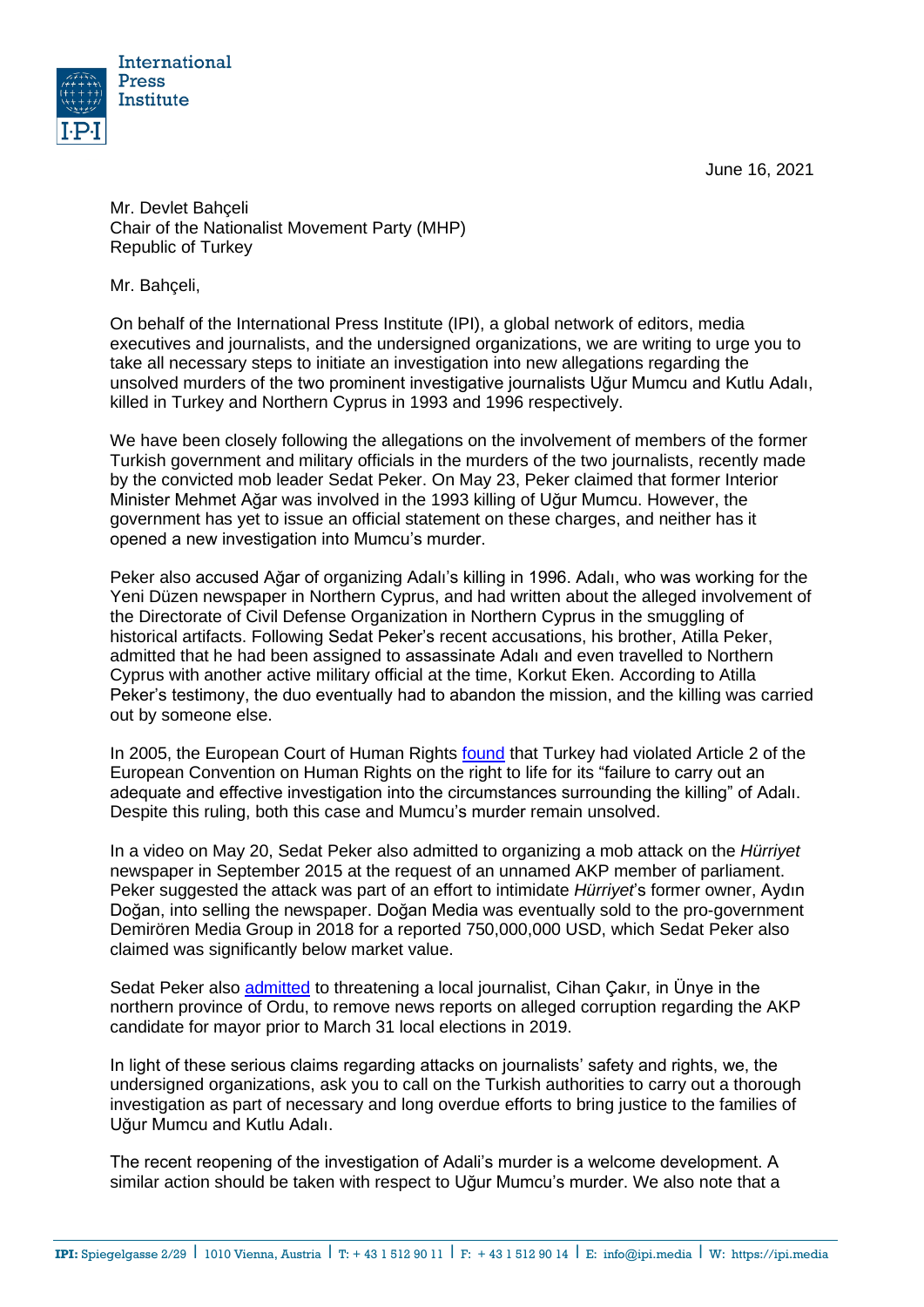International Press Institute

June 16, 2021

Mr. Devlet Bahçeli
Chair of the Nationalist Movement Party (MHP)
Republic of Turkey

Mr. Bahçeli,

On behalf of the International Press Institute (IPI), a global network of editors, media executives and journalists, and the undersigned organizations, we are writing to urge you to take all necessary steps to initiate an investigation into new allegations regarding the unsolved murders of the two prominent investigative journalists Uğur Mumcu and Kutlu Adalı, killed in Turkey and Northern Cyprus in 1993 and 1996 respectively.

We have been closely following the allegations on the involvement of members of the former Turkish government and military officials in the murders of the two journalists, recently made by the convicted mob leader Sedat Peker. On May 23, Peker claimed that former Interior Minister Mehmet Ağar was involved in the 1993 killing of Uğur Mumcu. However, the government has yet to issue an official statement on these charges, and neither has it opened a new investigation into Mumcu's murder.

Peker also accused Ağar of organizing Adalı's killing in 1996. Adalı, who was working for the Yeni Düzen newspaper in Northern Cyprus, and had written about the alleged involvement of the Directorate of Civil Defense Organization in Northern Cyprus in the smuggling of historical artifacts. Following Sedat Peker's recent accusations, his brother, Atilla Peker, admitted that he had been assigned to assassinate Adalı and even travelled to Northern Cyprus with another active military official at the time, Korkut Eken. According to Atilla Peker's testimony, the duo eventually had to abandon the mission, and the killing was carried out by someone else.

In 2005, the European Court of Human Rights found that Turkey had violated Article 2 of the European Convention on Human Rights on the right to life for its "failure to carry out an adequate and effective investigation into the circumstances surrounding the killing" of Adalı. Despite this ruling, both this case and Mumcu's murder remain unsolved.

In a video on May 20, Sedat Peker also admitted to organizing a mob attack on the *Hürriyet* newspaper in September 2015 at the request of an unnamed AKP member of parliament. Peker suggested the attack was part of an effort to intimidate *Hürriyet*'s former owner, Aydın Doğan, into selling the newspaper. Doğan Media was eventually sold to the pro-government Demirören Media Group in 2018 for a reported 750,000,000 USD, which Sedat Peker also claimed was significantly below market value.

Sedat Peker also admitted to threatening a local journalist, Cihan Çakır, in Ünye in the northern province of Ordu, to remove news reports on alleged corruption regarding the AKP candidate for mayor prior to March 31 local elections in 2019.

In light of these serious claims regarding attacks on journalists' safety and rights, we, the undersigned organizations, ask you to call on the Turkish authorities to carry out a thorough investigation as part of necessary and long overdue efforts to bring justice to the families of Uğur Mumcu and Kutlu Adalı.

The recent reopening of the investigation of Adali's murder is a welcome development. A similar action should be taken with respect to Uğur Mumcu's murder. We also note that a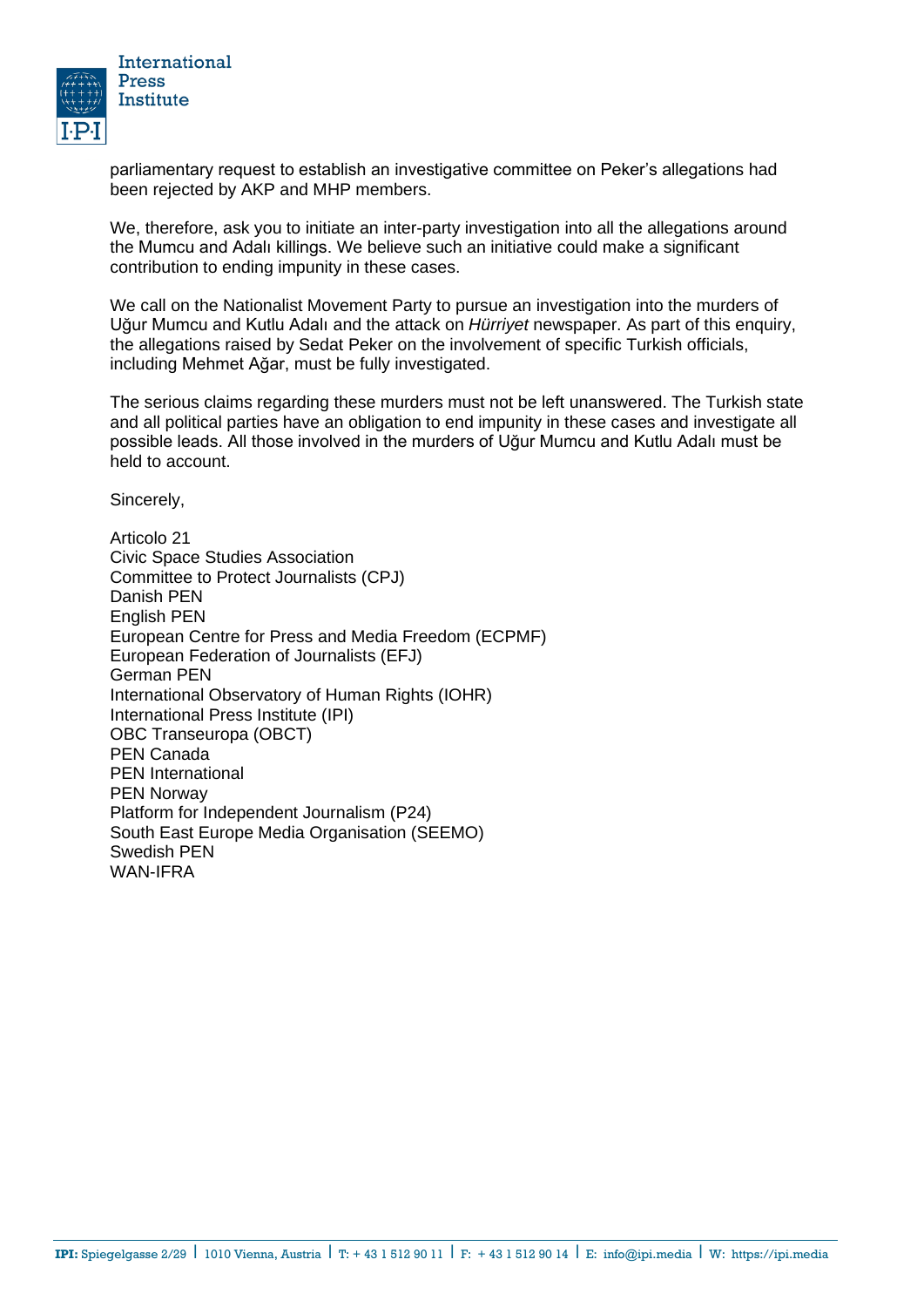parliamentary request to establish an investigative committee on Peker's allegations had been rejected by AKP and MHP members.

We, therefore, ask you to initiate an inter-party investigation into all the allegations around the Mumcu and Adalı killings. We believe such an initiative could make a significant contribution to ending impunity in these cases.

We call on the Nationalist Movement Party to pursue an investigation into the murders of Uğur Mumcu and Kutlu Adalı and the attack on *Hürriyet* newspaper. As part of this enquiry, the allegations raised by Sedat Peker on the involvement of specific Turkish officials, including Mehmet Ağar, must be fully investigated.

The serious claims regarding these murders must not be left unanswered. The Turkish state and all political parties have an obligation to end impunity in these cases and investigate all possible leads. All those involved in the murders of Uğur Mumcu and Kutlu Adalı must be held to account.

Sincerely,

Articolo 21
Civic Space Studies Association
Committee to Protect Journalists (CPJ)
Danish PEN
English PEN
European Centre for Press and Media Freedom (ECPMF)
European Federation of Journalists (EFJ)
German PEN
International Observatory of Human Rights (IOHR)
International Press Institute (IPI)
OBC Transeuropa (OBCT)
PEN Canada
PEN International
PEN Norway
Platform for Independent Journalism (P24)
South East Europe Media Organisation (SEEMO)
Swedish PEN
WAN-IFRA